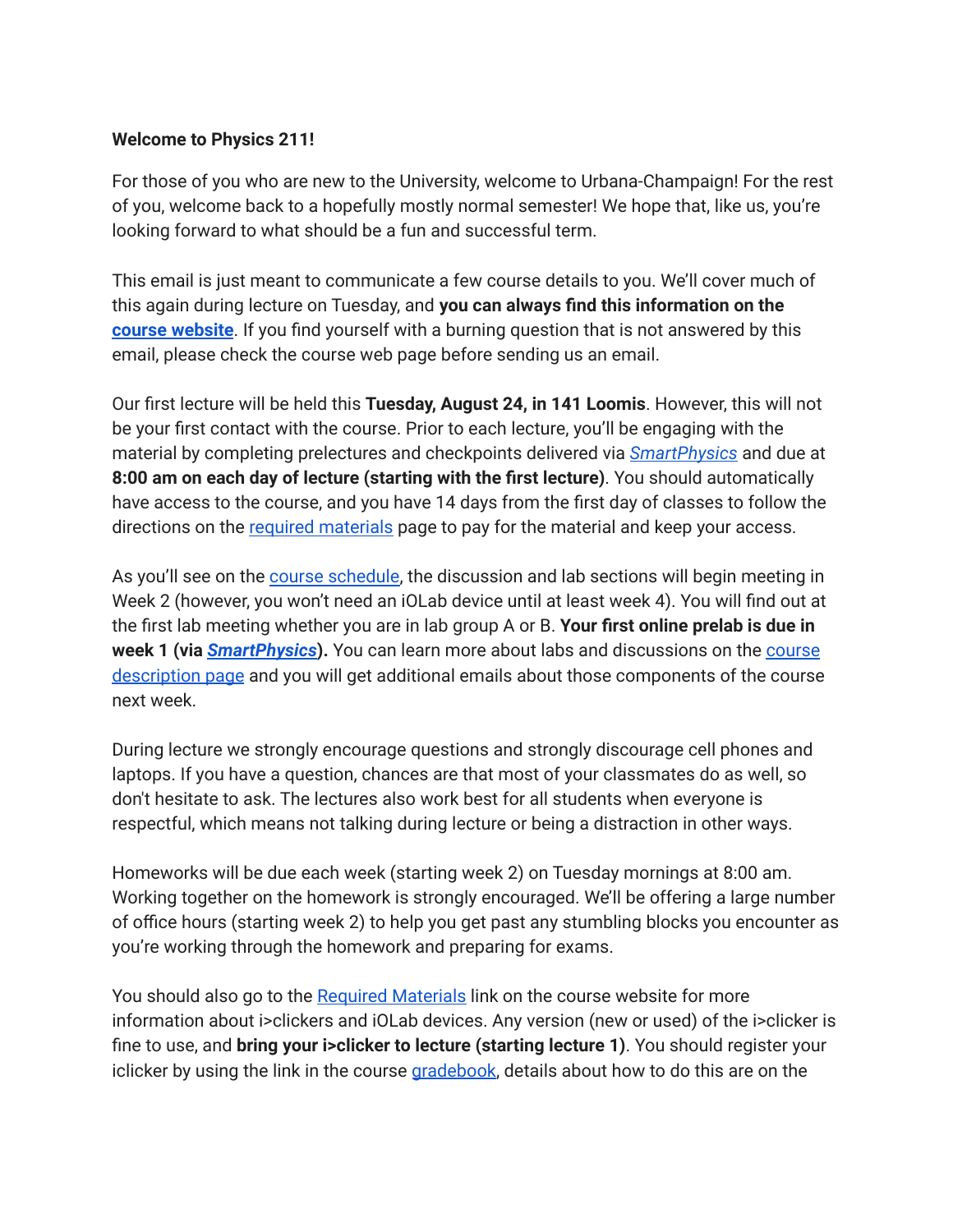**Welcome to Physics 211!**

For those of you who are new to the University, welcome to Urbana-Champaign! For the rest of you, welcome back to a hopefully mostly normal semester! We hope that, like us, you're looking forward to what should be a fun and successful term.

This email is just meant to communicate a few course details to you. We'll cover much of this again during lecture on Tuesday, and **you can always find this information on the course website**. If you find yourself with a burning question that is not answered by this email, please check the course web page before sending us an email.

Our first lecture will be held this **Tuesday, August 24, in 141 Loomis**. However, this will not be your first contact with the course. Prior to each lecture, you'll be engaging with the material by completing prelectures and checkpoints delivered via *SmartPhysics* and due at **8:00 am on each day of lecture (starting with the first lecture)**. You should automatically have access to the course, and you have 14 days from the first day of classes to follow the directions on the required materials page to pay for the material and keep your access.

As you'll see on the course schedule, the discussion and lab sections will begin meeting in Week 2 (however, you won't need an iOLab device until at least week 4). You will find out at the first lab meeting whether you are in lab group A or B. **Your first online prelab is due in week 1 (via *SmartPhysics*).** You can learn more about labs and discussions on the course description page and you will get additional emails about those components of the course next week.

During lecture we strongly encourage questions and strongly discourage cell phones and laptops. If you have a question, chances are that most of your classmates do as well, so don't hesitate to ask. The lectures also work best for all students when everyone is respectful, which means not talking during lecture or being a distraction in other ways.

Homeworks will be due each week (starting week 2) on Tuesday mornings at 8:00 am. Working together on the homework is strongly encouraged. We'll be offering a large number of office hours (starting week 2) to help you get past any stumbling blocks you encounter as you're working through the homework and preparing for exams.

You should also go to the Required Materials link on the course website for more information about i>clickers and iOLab devices. Any version (new or used) of the i>clicker is fine to use, and **bring your i>clicker to lecture (starting lecture 1)**. You should register your iclicker by using the link in the course gradebook, details about how to do this are on the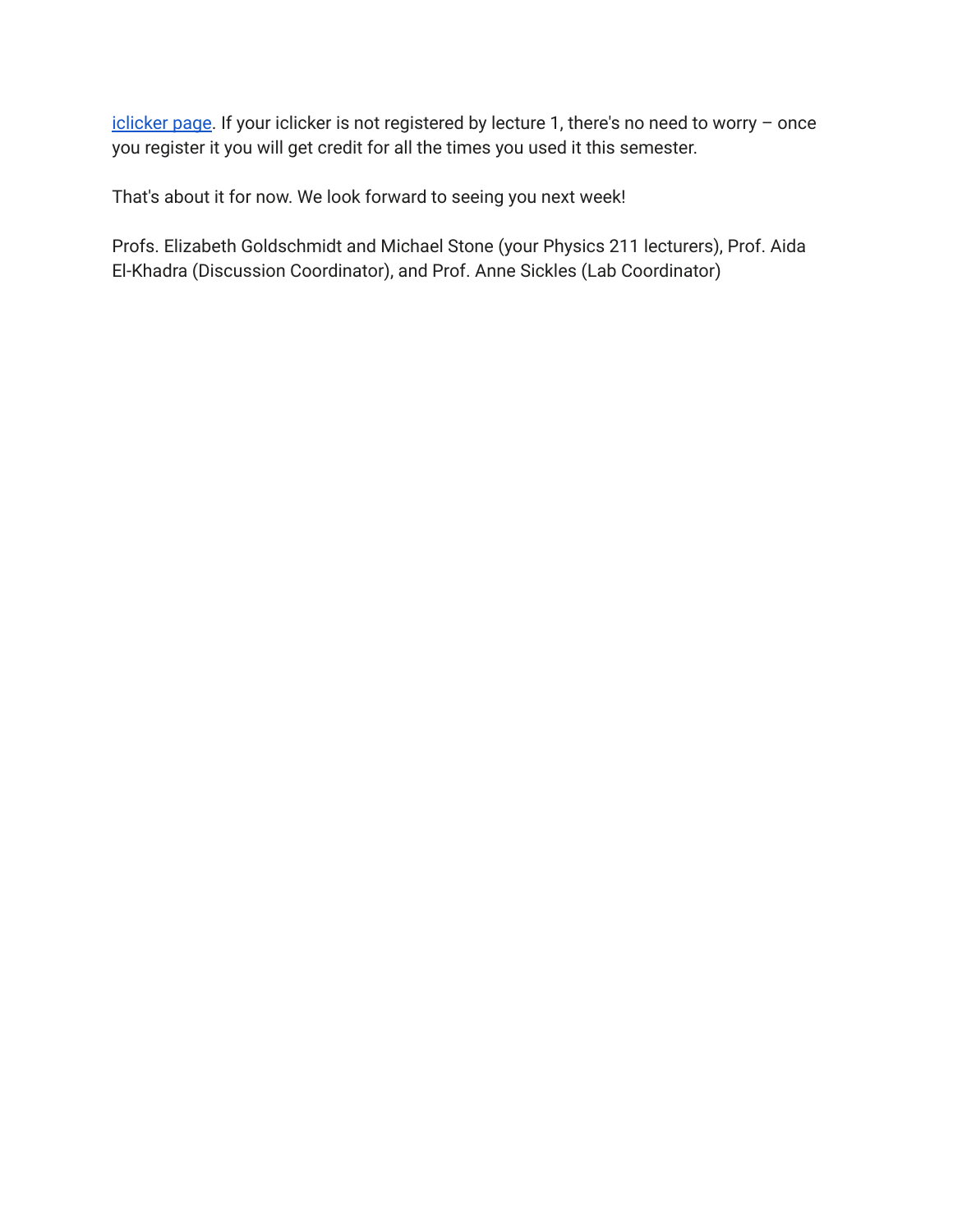iclicker page. If your iclicker is not registered by lecture 1, there's no need to worry – once you register it you will get credit for all the times you used it this semester.

That's about it for now. We look forward to seeing you next week!

Profs. Elizabeth Goldschmidt and Michael Stone (your Physics 211 lecturers), Prof. Aida El-Khadra (Discussion Coordinator), and Prof. Anne Sickles (Lab Coordinator)